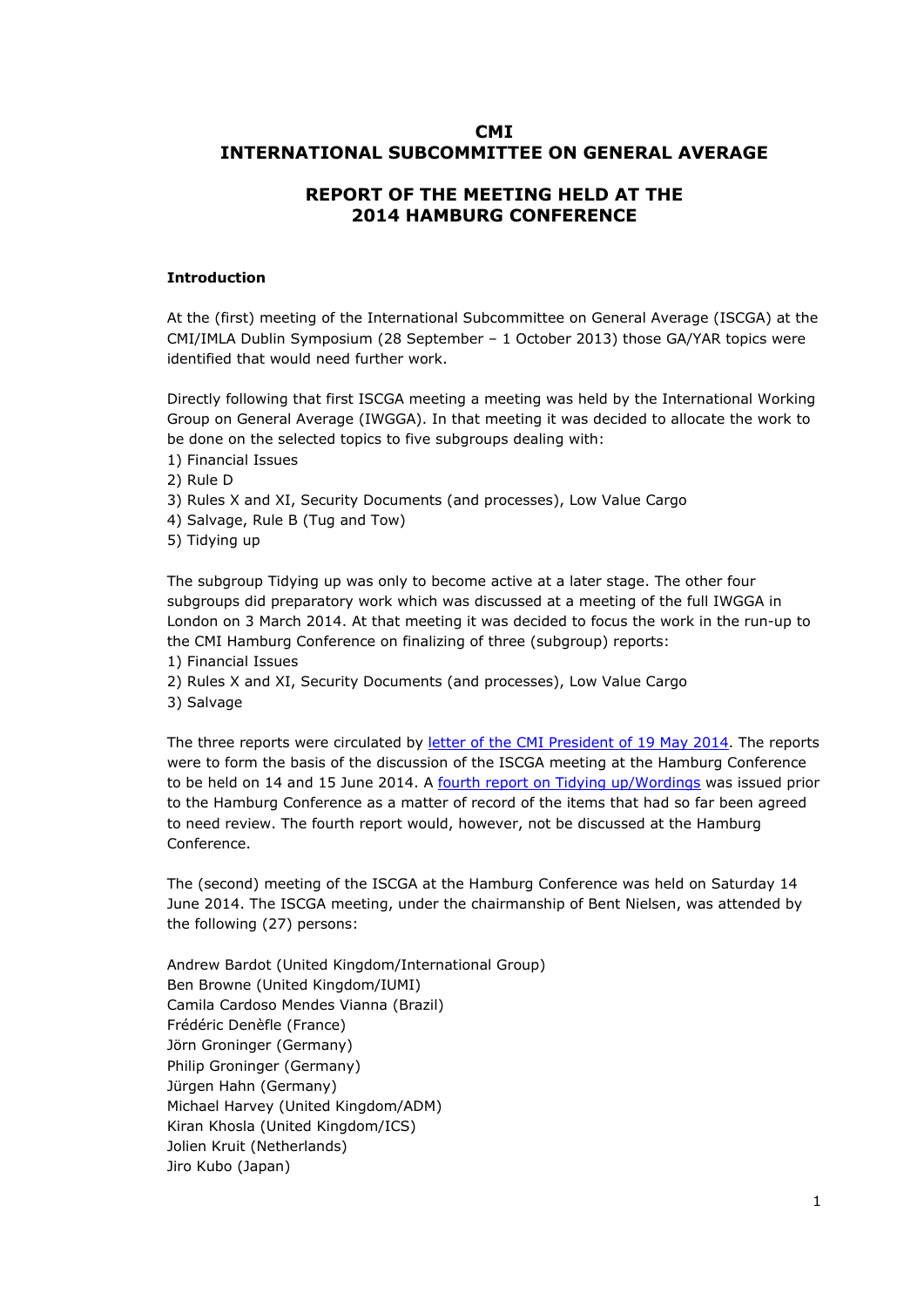# CMI
# INTERNATIONAL SUBCOMMITTEE ON GENERAL AVERAGE

## REPORT OF THE MEETING HELD AT THE 2014 HAMBURG CONFERENCE

**Introduction**

At the (first) meeting of the International Subcommittee on General Average (ISCGA) at the CMI/IMLA Dublin Symposium (28 September – 1 October 2013) those GA/YAR topics were identified that would need further work.

Directly following that first ISCGA meeting a meeting was held by the International Working Group on General Average (IWGGA). In that meeting it was decided to allocate the work to be done on the selected topics to five subgroups dealing with:
1) Financial Issues
2) Rule D
3) Rules X and XI, Security Documents (and processes), Low Value Cargo
4) Salvage, Rule B (Tug and Tow)
5) Tidying up

The subgroup Tidying up was only to become active at a later stage. The other four subgroups did preparatory work which was discussed at a meeting of the full IWGGA in London on 3 March 2014. At that meeting it was decided to focus the work in the run-up to the CMI Hamburg Conference on finalizing of three (subgroup) reports:
1) Financial Issues
2) Rules X and XI, Security Documents (and processes), Low Value Cargo
3) Salvage

The three reports were circulated by letter of the CMI President of 19 May 2014. The reports were to form the basis of the discussion of the ISCGA meeting at the Hamburg Conference to be held on 14 and 15 June 2014. A fourth report on Tidying up/Wordings was issued prior to the Hamburg Conference as a matter of record of the items that had so far been agreed to need review. The fourth report would, however, not be discussed at the Hamburg Conference.

The (second) meeting of the ISCGA at the Hamburg Conference was held on Saturday 14 June 2014. The ISCGA meeting, under the chairmanship of Bent Nielsen, was attended by the following (27) persons:

Andrew Bardot (United Kingdom/International Group)
Ben Browne (United Kingdom/IUMI)
Camila Cardoso Mendes Vianna (Brazil)
Frédéric Denèfle (France)
Jörn Groninger (Germany)
Philip Groninger (Germany)
Jürgen Hahn (Germany)
Michael Harvey (United Kingdom/ADM)
Kiran Khosla (United Kingdom/ICS)
Jolien Kruit (Netherlands)
Jiro Kubo (Japan)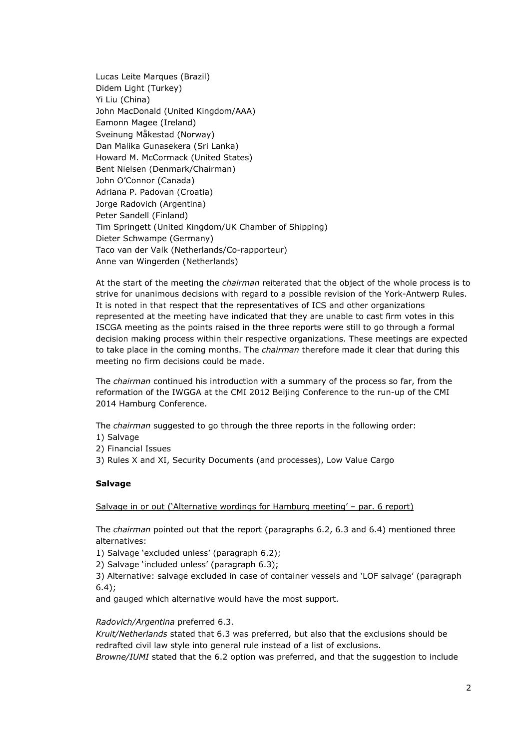Lucas Leite Marques (Brazil)
Didem Light (Turkey)
Yi Liu (China)
John MacDonald (United Kingdom/AAA)
Eamonn Magee (Ireland)
Sveinung Måkestad (Norway)
Dan Malika Gunasekera (Sri Lanka)
Howard M. McCormack (United States)
Bent Nielsen (Denmark/Chairman)
John O'Connor (Canada)
Adriana P. Padovan (Croatia)
Jorge Radovich (Argentina)
Peter Sandell (Finland)
Tim Springett (United Kingdom/UK Chamber of Shipping)
Dieter Schwampe (Germany)
Taco van der Valk (Netherlands/Co-rapporteur)
Anne van Wingerden (Netherlands)

At the start of the meeting the *chairman* reiterated that the object of the whole process is to strive for unanimous decisions with regard to a possible revision of the York-Antwerp Rules. It is noted in that respect that the representatives of ICS and other organizations represented at the meeting have indicated that they are unable to cast firm votes in this ISCGA meeting as the points raised in the three reports were still to go through a formal decision making process within their respective organizations. These meetings are expected to take place in the coming months. The *chairman* therefore made it clear that during this meeting no firm decisions could be made.

The *chairman* continued his introduction with a summary of the process so far, from the reformation of the IWGGA at the CMI 2012 Beijing Conference to the run-up of the CMI 2014 Hamburg Conference.

The *chairman* suggested to go through the three reports in the following order:
1) Salvage
2) Financial Issues
3) Rules X and XI, Security Documents (and processes), Low Value Cargo

**Salvage**

<u>Salvage in or out ('Alternative wordings for Hamburg meeting' – par. 6 report)</u>

The *chairman* pointed out that the report (paragraphs 6.2, 6.3 and 6.4) mentioned three alternatives:
1) Salvage 'excluded unless' (paragraph 6.2);
2) Salvage 'included unless' (paragraph 6.3);
3) Alternative: salvage excluded in case of container vessels and 'LOF salvage' (paragraph 6.4);
and gauged which alternative would have the most support.

*Radovich/Argentina* preferred 6.3.
*Kruit/Netherlands* stated that 6.3 was preferred, but also that the exclusions should be redrafted civil law style into general rule instead of a list of exclusions.
*Browne/IUMI* stated that the 6.2 option was preferred, and that the suggestion to include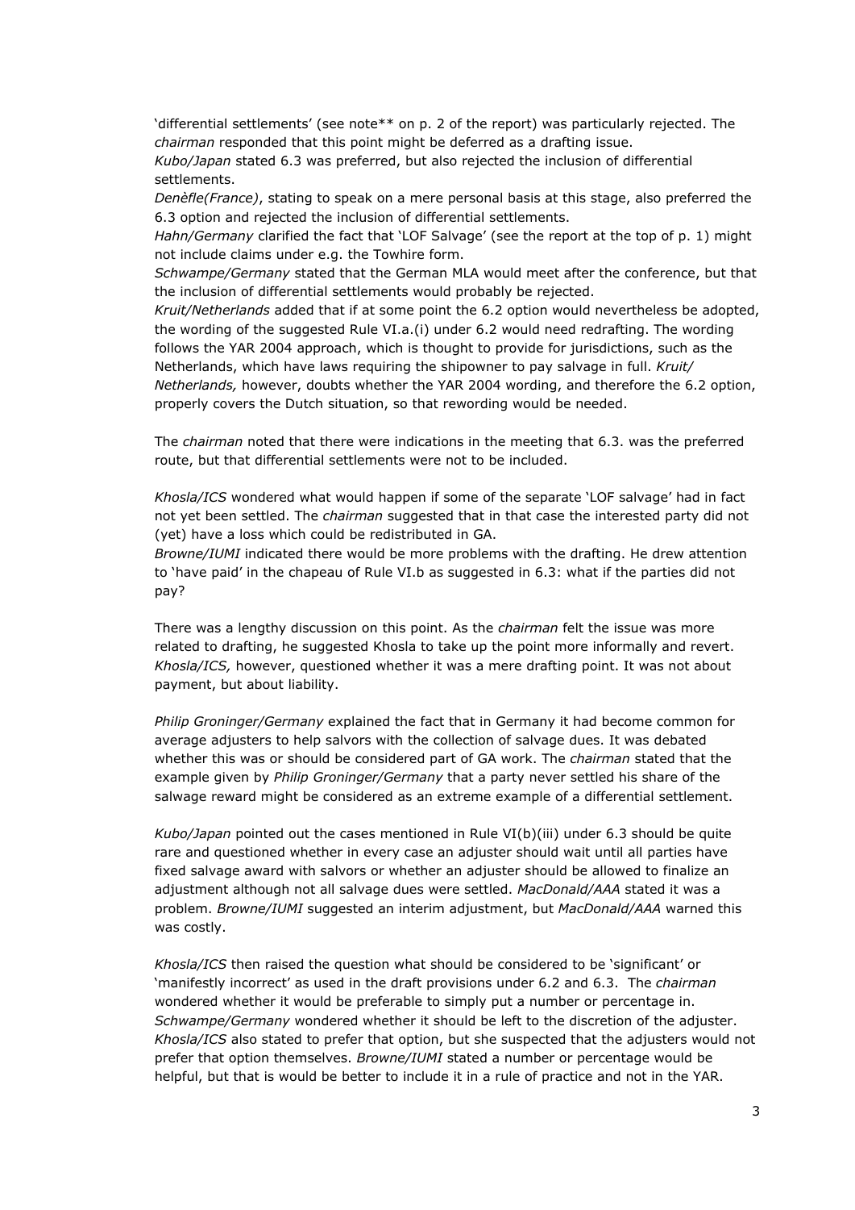'differential settlements' (see note** on p. 2 of the report) was particularly rejected. The *chairman* responded that this point might be deferred as a drafting issue.
*Kubo/Japan* stated 6.3 was preferred, but also rejected the inclusion of differential settlements.
*Denèfle(France)*, stating to speak on a mere personal basis at this stage, also preferred the 6.3 option and rejected the inclusion of differential settlements.
*Hahn/Germany* clarified the fact that 'LOF Salvage' (see the report at the top of p. 1) might not include claims under e.g. the Towhire form.
*Schwampe/Germany* stated that the German MLA would meet after the conference, but that the inclusion of differential settlements would probably be rejected.
*Kruit/Netherlands* added that if at some point the 6.2 option would nevertheless be adopted, the wording of the suggested Rule VI.a.(i) under 6.2 would need redrafting. The wording follows the YAR 2004 approach, which is thought to provide for jurisdictions, such as the Netherlands, which have laws requiring the shipowner to pay salvage in full. *Kruit/ Netherlands,* however, doubts whether the YAR 2004 wording, and therefore the 6.2 option, properly covers the Dutch situation, so that rewording would be needed.

The *chairman* noted that there were indications in the meeting that 6.3. was the preferred route, but that differential settlements were not to be included.

*Khosla/ICS* wondered what would happen if some of the separate 'LOF salvage' had in fact not yet been settled. The *chairman* suggested that in that case the interested party did not (yet) have a loss which could be redistributed in GA.
*Browne/IUMI* indicated there would be more problems with the drafting. He drew attention to 'have paid' in the chapeau of Rule VI.b as suggested in 6.3: what if the parties did not pay?

There was a lengthy discussion on this point. As the *chairman* felt the issue was more related to drafting, he suggested Khosla to take up the point more informally and revert. *Khosla/ICS,* however, questioned whether it was a mere drafting point. It was not about payment, but about liability.

*Philip Groninger/Germany* explained the fact that in Germany it had become common for average adjusters to help salvors with the collection of salvage dues. It was debated whether this was or should be considered part of GA work. The *chairman* stated that the example given by *Philip Groninger/Germany* that a party never settled his share of the salwage reward might be considered as an extreme example of a differential settlement.

*Kubo/Japan* pointed out the cases mentioned in Rule VI(b)(iii) under 6.3 should be quite rare and questioned whether in every case an adjuster should wait until all parties have fixed salvage award with salvors or whether an adjuster should be allowed to finalize an adjustment although not all salvage dues were settled. *MacDonald/AAA* stated it was a problem. *Browne/IUMI* suggested an interim adjustment, but *MacDonald/AAA* warned this was costly.

*Khosla/ICS* then raised the question what should be considered to be 'significant' or 'manifestly incorrect' as used in the draft provisions under 6.2 and 6.3. The *chairman* wondered whether it would be preferable to simply put a number or percentage in. *Schwampe/Germany* wondered whether it should be left to the discretion of the adjuster. *Khosla/ICS* also stated to prefer that option, but she suspected that the adjusters would not prefer that option themselves. *Browne/IUMI* stated a number or percentage would be helpful, but that is would be better to include it in a rule of practice and not in the YAR.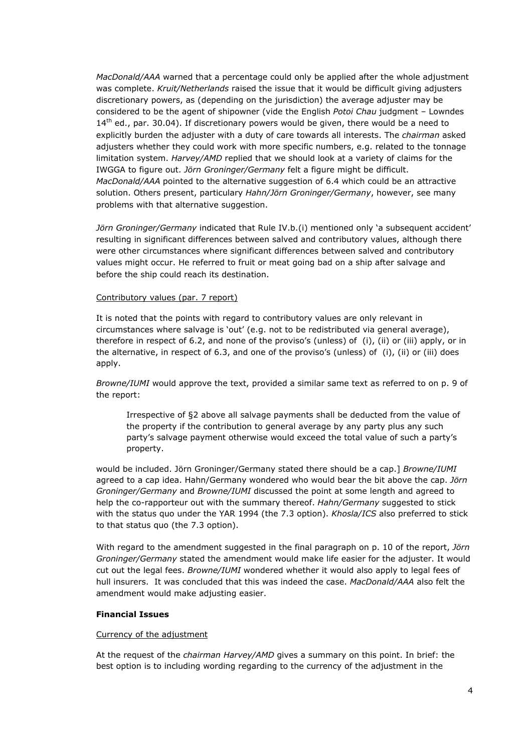*MacDonald/AAA* warned that a percentage could only be applied after the whole adjustment was complete. *Kruit/Netherlands* raised the issue that it would be difficult giving adjusters discretionary powers, as (depending on the jurisdiction) the average adjuster may be considered to be the agent of shipowner (vide the English *Potoi Chau* judgment – Lowndes 14th ed., par. 30.04). If discretionary powers would be given, there would be a need to explicitly burden the adjuster with a duty of care towards all interests. The *chairman* asked adjusters whether they could work with more specific numbers, e.g. related to the tonnage limitation system. *Harvey/AMD* replied that we should look at a variety of claims for the IWGGA to figure out. *Jörn Groninger/Germany* felt a figure might be difficult. *MacDonald/AAA* pointed to the alternative suggestion of 6.4 which could be an attractive solution. Others present, particulary *Hahn/Jörn Groninger/Germany*, however, see many problems with that alternative suggestion.

*Jörn Groninger/Germany* indicated that Rule IV.b.(i) mentioned only 'a subsequent accident' resulting in significant differences between salved and contributory values, although there were other circumstances where significant differences between salved and contributory values might occur. He referred to fruit or meat going bad on a ship after salvage and before the ship could reach its destination.

Contributory values (par. 7 report)

It is noted that the points with regard to contributory values are only relevant in circumstances where salvage is 'out' (e.g. not to be redistributed via general average), therefore in respect of 6.2, and none of the proviso's (unless) of (i), (ii) or (iii) apply, or in the alternative, in respect of 6.3, and one of the proviso's (unless) of (i), (ii) or (iii) does apply.

*Browne/IUMI* would approve the text, provided a similar same text as referred to on p. 9 of the report:

> Irrespective of §2 above all salvage payments shall be deducted from the value of the property if the contribution to general average by any party plus any such party's salvage payment otherwise would exceed the total value of such a party's property.

would be included. Jörn Groninger/Germany stated there should be a cap.] *Browne/IUMI* agreed to a cap idea. Hahn/Germany wondered who would bear the bit above the cap. *Jörn Groninger/Germany* and *Browne/IUMI* discussed the point at some length and agreed to help the co-rapporteur out with the summary thereof. *Hahn/Germany* suggested to stick with the status quo under the YAR 1994 (the 7.3 option). *Khosla/ICS* also preferred to stick to that status quo (the 7.3 option).

With regard to the amendment suggested in the final paragraph on p. 10 of the report, *Jörn Groninger/Germany* stated the amendment would make life easier for the adjuster. It would cut out the legal fees. *Browne/IUMI* wondered whether it would also apply to legal fees of hull insurers. It was concluded that this was indeed the case. *MacDonald/AAA* also felt the amendment would make adjusting easier.

**Financial Issues**

Currency of the adjustment

At the request of the *chairman Harvey/AMD* gives a summary on this point. In brief: the best option is to including wording regarding to the currency of the adjustment in the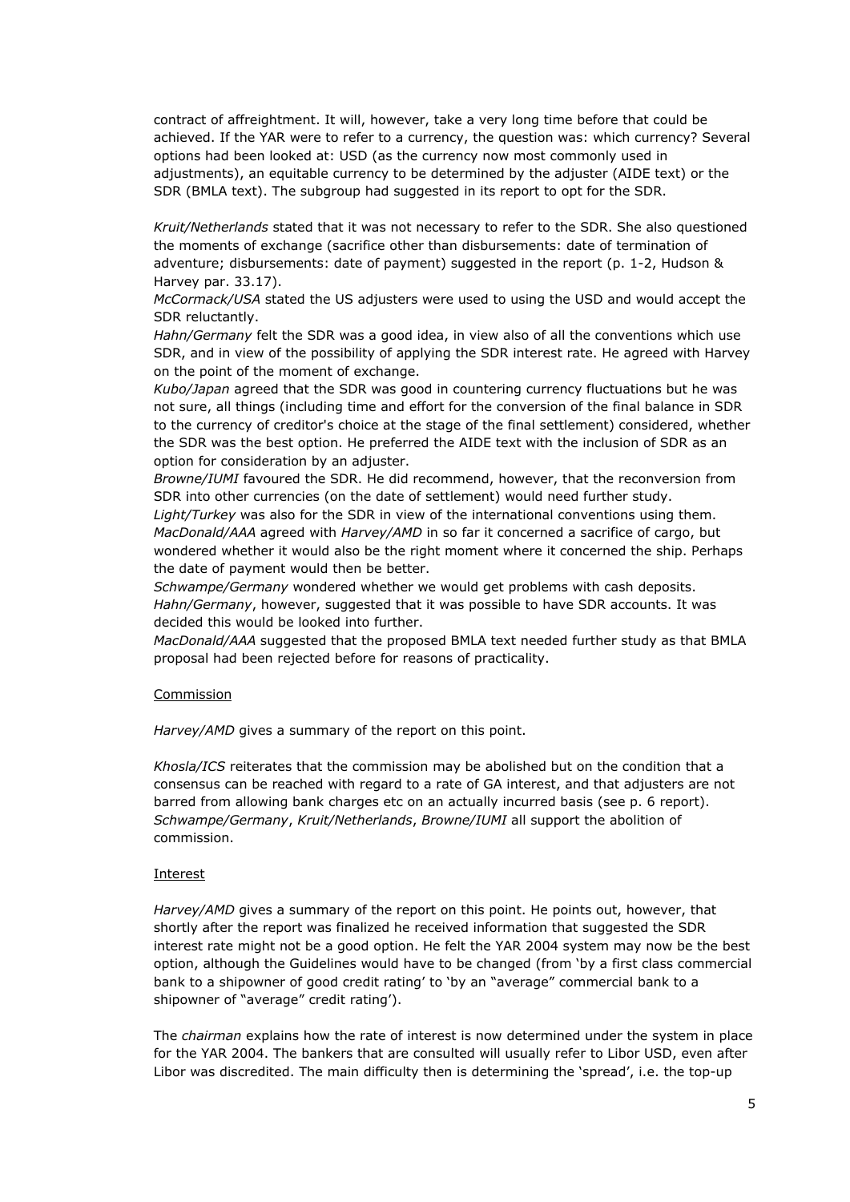contract of affreightment. It will, however, take a very long time before that could be achieved. If the YAR were to refer to a currency, the question was: which currency? Several options had been looked at: USD (as the currency now most commonly used in adjustments), an equitable currency to be determined by the adjuster (AIDE text) or the SDR (BMLA text). The subgroup had suggested in its report to opt for the SDR.

*Kruit/Netherlands* stated that it was not necessary to refer to the SDR. She also questioned the moments of exchange (sacrifice other than disbursements: date of termination of adventure; disbursements: date of payment) suggested in the report (p. 1-2, Hudson & Harvey par. 33.17).
*McCormack/USA* stated the US adjusters were used to using the USD and would accept the SDR reluctantly.
*Hahn/Germany* felt the SDR was a good idea, in view also of all the conventions which use SDR, and in view of the possibility of applying the SDR interest rate. He agreed with Harvey on the point of the moment of exchange.
*Kubo/Japan* agreed that the SDR was good in countering currency fluctuations but he was not sure, all things (including time and effort for the conversion of the final balance in SDR to the currency of creditor's choice at the stage of the final settlement) considered, whether the SDR was the best option. He preferred the AIDE text with the inclusion of SDR as an option for consideration by an adjuster.
*Browne/IUMI* favoured the SDR. He did recommend, however, that the reconversion from SDR into other currencies (on the date of settlement) would need further study.
*Light/Turkey* was also for the SDR in view of the international conventions using them.
*MacDonald/AAA* agreed with *Harvey/AMD* in so far it concerned a sacrifice of cargo, but wondered whether it would also be the right moment where it concerned the ship. Perhaps the date of payment would then be better.
*Schwampe/Germany* wondered whether we would get problems with cash deposits.
*Hahn/Germany*, however, suggested that it was possible to have SDR accounts. It was decided this would be looked into further.
*MacDonald/AAA* suggested that the proposed BMLA text needed further study as that BMLA proposal had been rejected before for reasons of practicality.

Commission

*Harvey/AMD* gives a summary of the report on this point.

*Khosla/ICS* reiterates that the commission may be abolished but on the condition that a consensus can be reached with regard to a rate of GA interest, and that adjusters are not barred from allowing bank charges etc on an actually incurred basis (see p. 6 report).
*Schwampe/Germany*, *Kruit/Netherlands*, *Browne/IUMI* all support the abolition of commission.

Interest

*Harvey/AMD* gives a summary of the report on this point. He points out, however, that shortly after the report was finalized he received information that suggested the SDR interest rate might not be a good option. He felt the YAR 2004 system may now be the best option, although the Guidelines would have to be changed (from 'by a first class commercial bank to a shipowner of good credit rating' to 'by an "average" commercial bank to a shipowner of "average" credit rating').

The *chairman* explains how the rate of interest is now determined under the system in place for the YAR 2004. The bankers that are consulted will usually refer to Libor USD, even after Libor was discredited. The main difficulty then is determining the 'spread', i.e. the top-up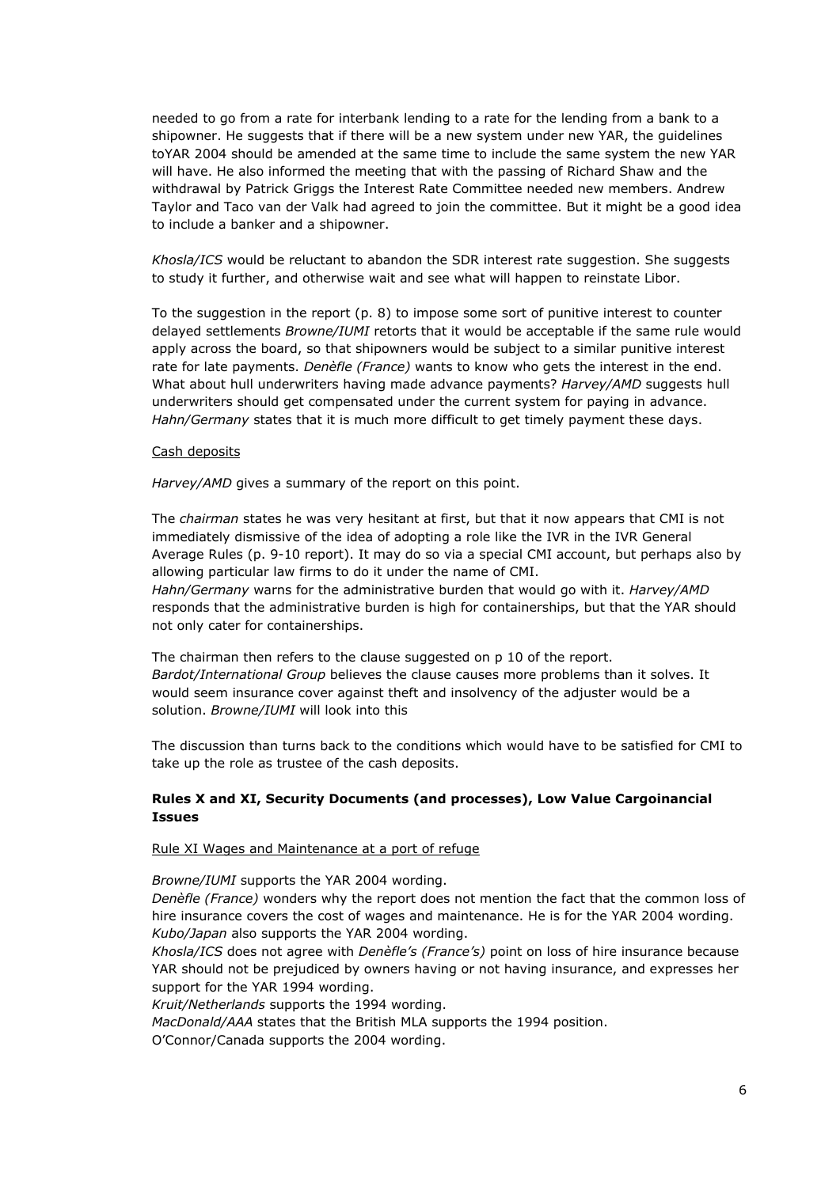needed to go from a rate for interbank lending to a rate for the lending from a bank to a shipowner. He suggests that if there will be a new system under new YAR, the guidelines toYAR 2004 should be amended at the same time to include the same system the new YAR will have. He also informed the meeting that with the passing of Richard Shaw and the withdrawal by Patrick Griggs the Interest Rate Committee needed new members. Andrew Taylor and Taco van der Valk had agreed to join the committee. But it might be a good idea to include a banker and a shipowner.

*Khosla/ICS* would be reluctant to abandon the SDR interest rate suggestion. She suggests to study it further, and otherwise wait and see what will happen to reinstate Libor.

To the suggestion in the report (p. 8) to impose some sort of punitive interest to counter delayed settlements *Browne/IUMI* retorts that it would be acceptable if the same rule would apply across the board, so that shipowners would be subject to a similar punitive interest rate for late payments. *Denèfle (France)* wants to know who gets the interest in the end. What about hull underwriters having made advance payments? *Harvey/AMD* suggests hull underwriters should get compensated under the current system for paying in advance. *Hahn/Germany* states that it is much more difficult to get timely payment these days.

Cash deposits

*Harvey/AMD* gives a summary of the report on this point.

The *chairman* states he was very hesitant at first, but that it now appears that CMI is not immediately dismissive of the idea of adopting a role like the IVR in the IVR General Average Rules (p. 9-10 report). It may do so via a special CMI account, but perhaps also by allowing particular law firms to do it under the name of CMI.
*Hahn/Germany* warns for the administrative burden that would go with it. *Harvey/AMD* responds that the administrative burden is high for containerships, but that the YAR should not only cater for containerships.

The chairman then refers to the clause suggested on p 10 of the report.
*Bardot/International Group* believes the clause causes more problems than it solves. It would seem insurance cover against theft and insolvency of the adjuster would be a solution. *Browne/IUMI* will look into this

The discussion than turns back to the conditions which would have to be satisfied for CMI to take up the role as trustee of the cash deposits.

### Rules X and XI, Security Documents (and processes), Low Value Cargoinancial Issues

Rule XI Wages and Maintenance at a port of refuge

*Browne/IUMI* supports the YAR 2004 wording.
*Denèfle (France)* wonders why the report does not mention the fact that the common loss of hire insurance covers the cost of wages and maintenance. He is for the YAR 2004 wording.
*Kubo/Japan* also supports the YAR 2004 wording.
*Khosla/ICS* does not agree with *Denèfle's (France's)* point on loss of hire insurance because YAR should not be prejudiced by owners having or not having insurance, and expresses her support for the YAR 1994 wording.
*Kruit/Netherlands* supports the 1994 wording.
*MacDonald/AAA* states that the British MLA supports the 1994 position.
O'Connor/Canada supports the 2004 wording.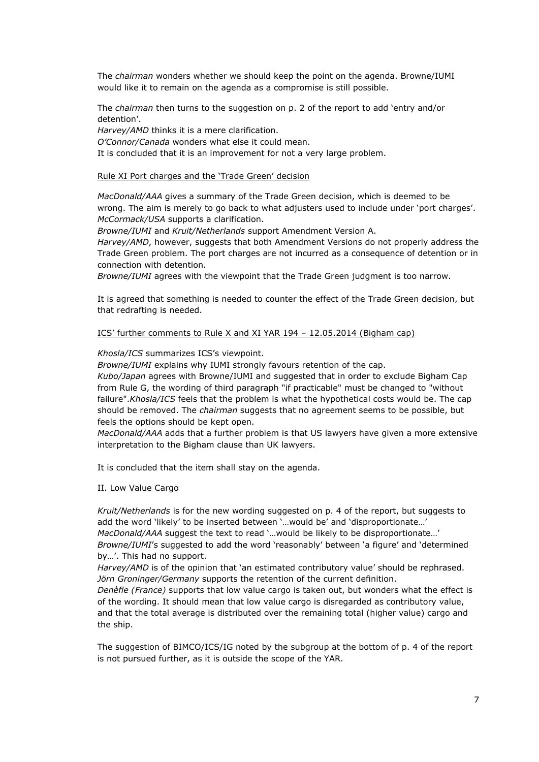The *chairman* wonders whether we should keep the point on the agenda. Browne/IUMI would like it to remain on the agenda as a compromise is still possible.

The *chairman* then turns to the suggestion on p. 2 of the report to add 'entry and/or detention'.
*Harvey/AMD* thinks it is a mere clarification.
*O'Connor/Canada* wonders what else it could mean.
It is concluded that it is an improvement for not a very large problem.

Rule XI Port charges and the 'Trade Green' decision

*MacDonald/AAA* gives a summary of the Trade Green decision, which is deemed to be wrong. The aim is merely to go back to what adjusters used to include under 'port charges'.
*McCormack/USA* supports a clarification.
*Browne/IUMI* and *Kruit/Netherlands* support Amendment Version A.
*Harvey/AMD*, however, suggests that both Amendment Versions do not properly address the Trade Green problem. The port charges are not incurred as a consequence of detention or in connection with detention.
*Browne/IUMI* agrees with the viewpoint that the Trade Green judgment is too narrow.

It is agreed that something is needed to counter the effect of the Trade Green decision, but that redrafting is needed.

ICS' further comments to Rule X and XI YAR 194 – 12.05.2014 (Bigham cap)

*Khosla/ICS* summarizes ICS's viewpoint.
*Browne/IUMI* explains why IUMI strongly favours retention of the cap.
*Kubo/Japan* agrees with Browne/IUMI and suggested that in order to exclude Bigham Cap from Rule G, the wording of third paragraph "if practicable" must be changed to "without failure".*Khosla/ICS* feels that the problem is what the hypothetical costs would be. The cap should be removed. The *chairman* suggests that no agreement seems to be possible, but feels the options should be kept open.
*MacDonald/AAA* adds that a further problem is that US lawyers have given a more extensive interpretation to the Bigham clause than UK lawyers.

It is concluded that the item shall stay on the agenda.

II. Low Value Cargo

*Kruit/Netherlands* is for the new wording suggested on p. 4 of the report, but suggests to add the word 'likely' to be inserted between '…would be' and 'disproportionate…'
*MacDonald/AAA* suggest the text to read '…would be likely to be disproportionate…'
*Browne/IUMI*'s suggested to add the word 'reasonably' between 'a figure' and 'determined by…'. This had no support.
*Harvey/AMD* is of the opinion that 'an estimated contributory value' should be rephrased.
*Jörn Groninger/Germany* supports the retention of the current definition.
*Denèfle (France)* supports that low value cargo is taken out, but wonders what the effect is of the wording. It should mean that low value cargo is disregarded as contributory value, and that the total average is distributed over the remaining total (higher value) cargo and the ship.

The suggestion of BIMCO/ICS/IG noted by the subgroup at the bottom of p. 4 of the report is not pursued further, as it is outside the scope of the YAR.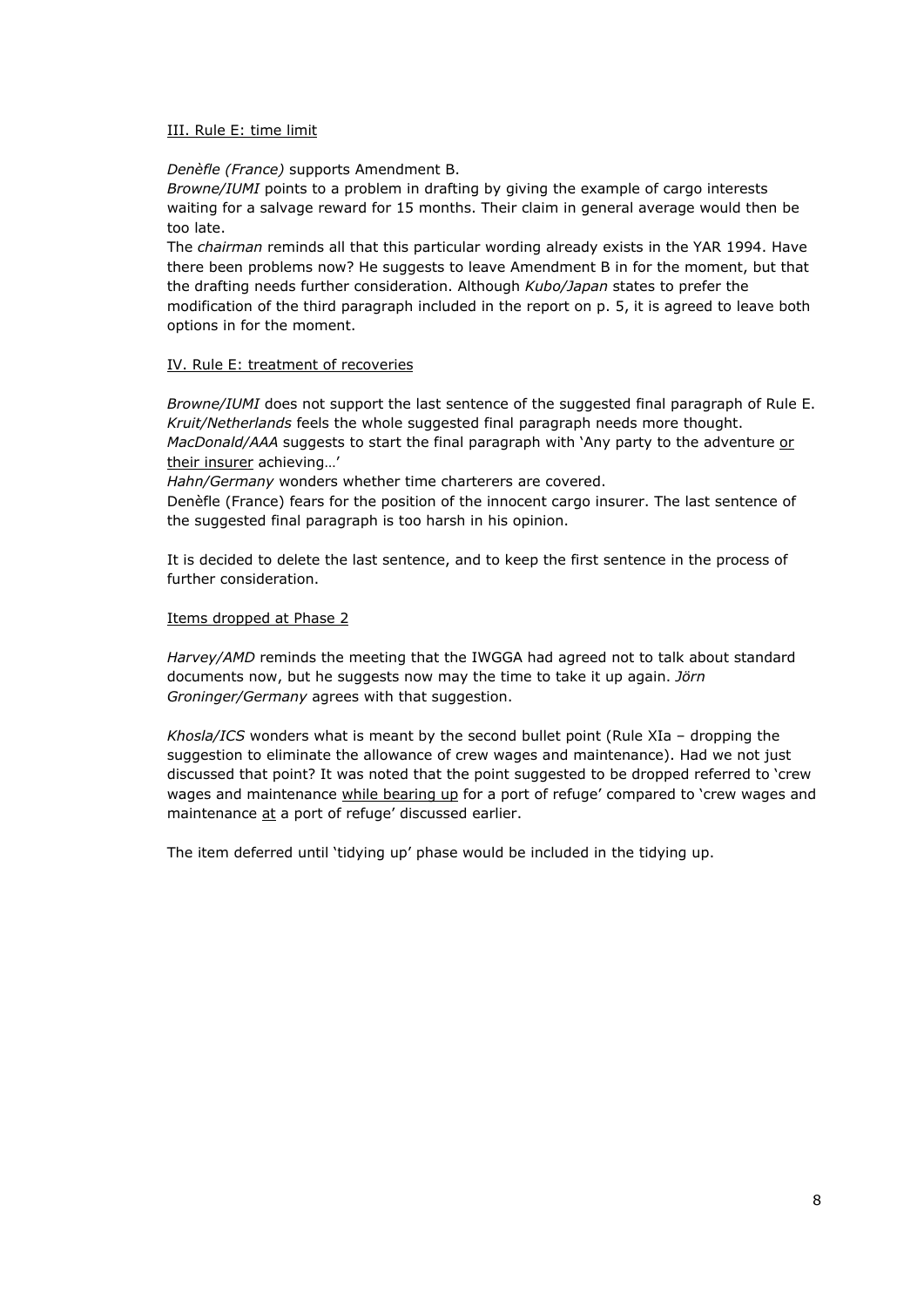III. Rule E: time limit

*Denèfle (France)* supports Amendment B.
*Browne/IUMI* points to a problem in drafting by giving the example of cargo interests waiting for a salvage reward for 15 months. Their claim in general average would then be too late.
The *chairman* reminds all that this particular wording already exists in the YAR 1994. Have there been problems now? He suggests to leave Amendment B in for the moment, but that the drafting needs further consideration. Although *Kubo/Japan* states to prefer the modification of the third paragraph included in the report on p. 5, it is agreed to leave both options in for the moment.

IV. Rule E: treatment of recoveries

*Browne/IUMI* does not support the last sentence of the suggested final paragraph of Rule E.
*Kruit/Netherlands* feels the whole suggested final paragraph needs more thought.
*MacDonald/AAA* suggests to start the final paragraph with 'Any party to the adventure or their insurer achieving…'
*Hahn/Germany* wonders whether time charterers are covered.
Denèfle (France) fears for the position of the innocent cargo insurer. The last sentence of the suggested final paragraph is too harsh in his opinion.

It is decided to delete the last sentence, and to keep the first sentence in the process of further consideration.

Items dropped at Phase 2

*Harvey/AMD* reminds the meeting that the IWGGA had agreed not to talk about standard documents now, but he suggests now may the time to take it up again. *Jörn Groninger/Germany* agrees with that suggestion.

*Khosla/ICS* wonders what is meant by the second bullet point (Rule XIa – dropping the suggestion to eliminate the allowance of crew wages and maintenance). Had we not just discussed that point? It was noted that the point suggested to be dropped referred to 'crew wages and maintenance while bearing up for a port of refuge' compared to 'crew wages and maintenance at a port of refuge' discussed earlier.

The item deferred until 'tidying up' phase would be included in the tidying up.